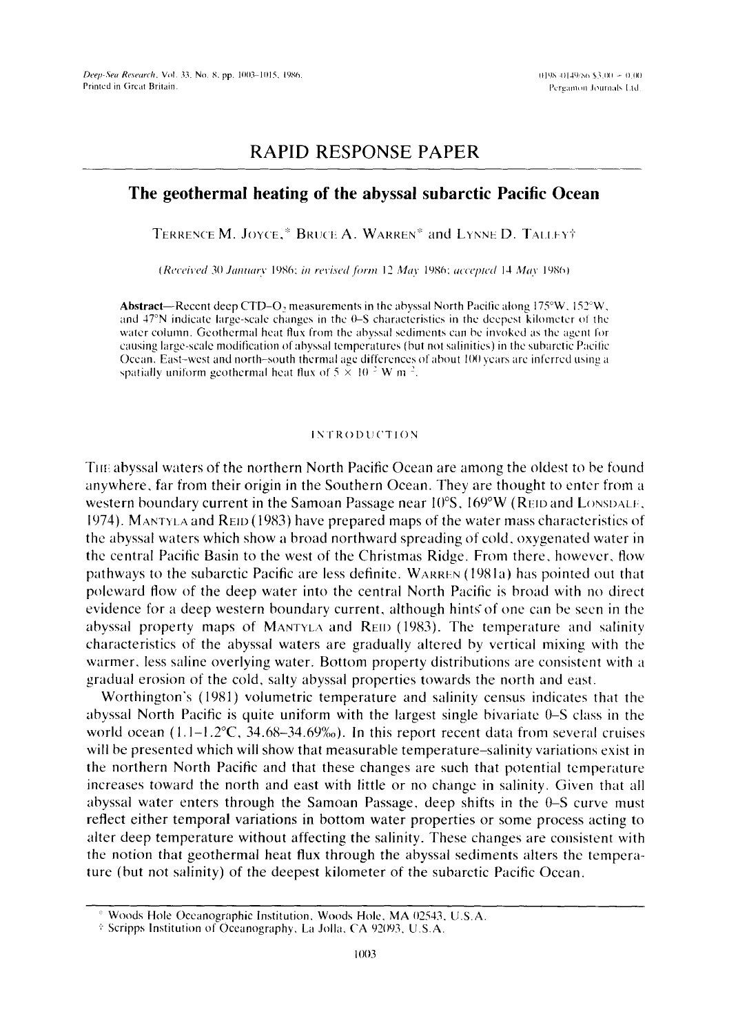RAPID RESPONSE PAPER

# The geothermal heating of the abyssal subarctic Pacific Ocean

TERRENCE M. JOYCE,* BRUCE A. WARREN* and LYNNE D. TALLEY†

(Received 30 January 1986; in revised form 12 May 1986; accepted 14 May 1986)

**Abstract**—Recent deep CTD-$O_2$ measurements in the abyssal North Pacific along 175°W, 152°W, and 47°N indicate large-scale changes in the θ–S characteristics in the deepest kilometer of the water column. Geothermal heat flux from the abyssal sediments can be invoked as the agent for causing large-scale modification of abyssal temperatures (but not salinities) in the subarctic Pacific Ocean. East–west and north–south thermal age differences of about 100 years are inferred using a spatially uniform geothermal heat flux of $5 \times 10^{-2}$ W m$^{-2}$.

## INTRODUCTION

THE abyssal waters of the northern North Pacific Ocean are among the oldest to be found anywhere, far from their origin in the Southern Ocean. They are thought to enter from a western boundary current in the Samoan Passage near 10°S, 169°W (REID and LONSDALE, 1974). MANTYLA and REID (1983) have prepared maps of the water mass characteristics of the abyssal waters which show a broad northward spreading of cold, oxygenated water in the central Pacific Basin to the west of the Christmas Ridge. From there, however, flow pathways to the subarctic Pacific are less definite. WARREN (1981a) has pointed out that poleward flow of the deep water into the central North Pacific is broad with no direct evidence for a deep western boundary current, although hints of one can be seen in the abyssal property maps of MANTYLA and REID (1983). The temperature and salinity characteristics of the abyssal waters are gradually altered by vertical mixing with the warmer, less saline overlying water. Bottom property distributions are consistent with a gradual erosion of the cold, salty abyssal properties towards the north and east.

Worthington's (1981) volumetric temperature and salinity census indicates that the abyssal North Pacific is quite uniform with the largest single bivariate θ–S class in the world ocean (1.1–1.2°C, 34.68–34.69‰). In this report recent data from several cruises will be presented which will show that measurable temperature–salinity variations exist in the northern North Pacific and that these changes are such that potential temperature increases toward the north and east with little or no change in salinity. Given that all abyssal water enters through the Samoan Passage, deep shifts in the θ–S curve must reflect either temporal variations in bottom water properties or some process acting to alter deep temperature without affecting the salinity. These changes are consistent with the notion that geothermal heat flux through the abyssal sediments alters the temperature (but not salinity) of the deepest kilometer of the subarctic Pacific Ocean.

---

\* Woods Hole Oceanographic Institution, Woods Hole, MA 02543, U.S.A.

† Scripps Institution of Oceanography, La Jolla, CA 92093, U.S.A.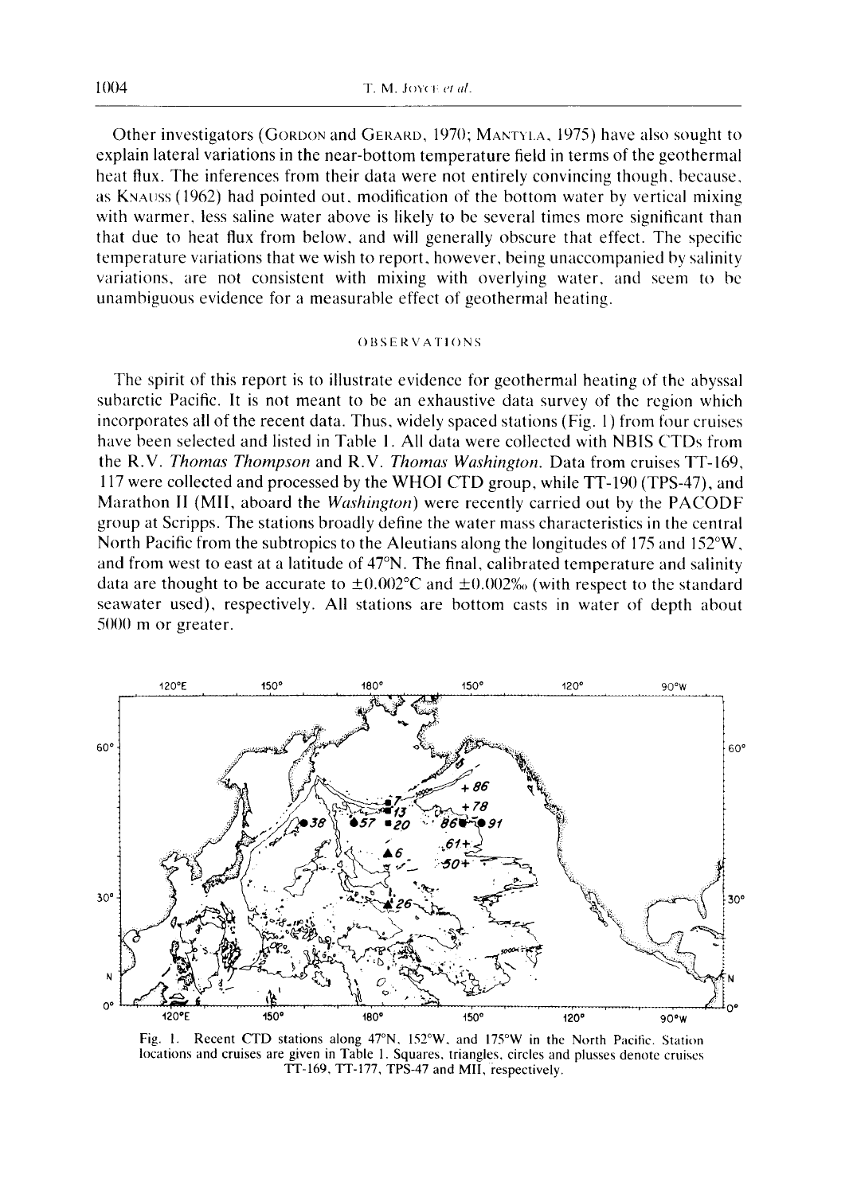Other investigators (GORDON and GERARD, 1970; MANTYLA, 1975) have also sought to explain lateral variations in the near-bottom temperature field in terms of the geothermal heat flux. The inferences from their data were not entirely convincing though, because, as KNAUSS (1962) had pointed out, modification of the bottom water by vertical mixing with warmer, less saline water above is likely to be several times more significant than that due to heat flux from below, and will generally obscure that effect. The specific temperature variations that we wish to report, however, being unaccompanied by salinity variations, are not consistent with mixing with overlying water, and seem to be unambiguous evidence for a measurable effect of geothermal heating.

## OBSERVATIONS

The spirit of this report is to illustrate evidence for geothermal heating of the abyssal subarctic Pacific. It is not meant to be an exhaustive data survey of the region which incorporates all of the recent data. Thus, widely spaced stations (Fig. 1) from four cruises have been selected and listed in Table 1. All data were collected with NBIS CTDs from the R.V. *Thomas Thompson* and R.V. *Thomas Washington*. Data from cruises TT-169, 117 were collected and processed by the WHOI CTD group, while TT-190 (TPS-47), and Marathon II (MII, aboard the *Washington*) were recently carried out by the PACODF group at Scripps. The stations broadly define the water mass characteristics in the central North Pacific from the subtropics to the Aleutians along the longitudes of 175 and 152°W, and from west to east at a latitude of 47°N. The final, calibrated temperature and salinity data are thought to be accurate to ±0.002°C and ±0.002‰ (with respect to the standard seawater used), respectively. All stations are bottom casts in water of depth about 5000 m or greater.

Fig. 1. Recent CTD stations along 47°N, 152°W, and 175°W in the North Pacific. Station locations and cruises are given in Table 1. Squares, triangles, circles and plusses denote cruises TT-169, TT-177, TPS-47 and MII, respectively.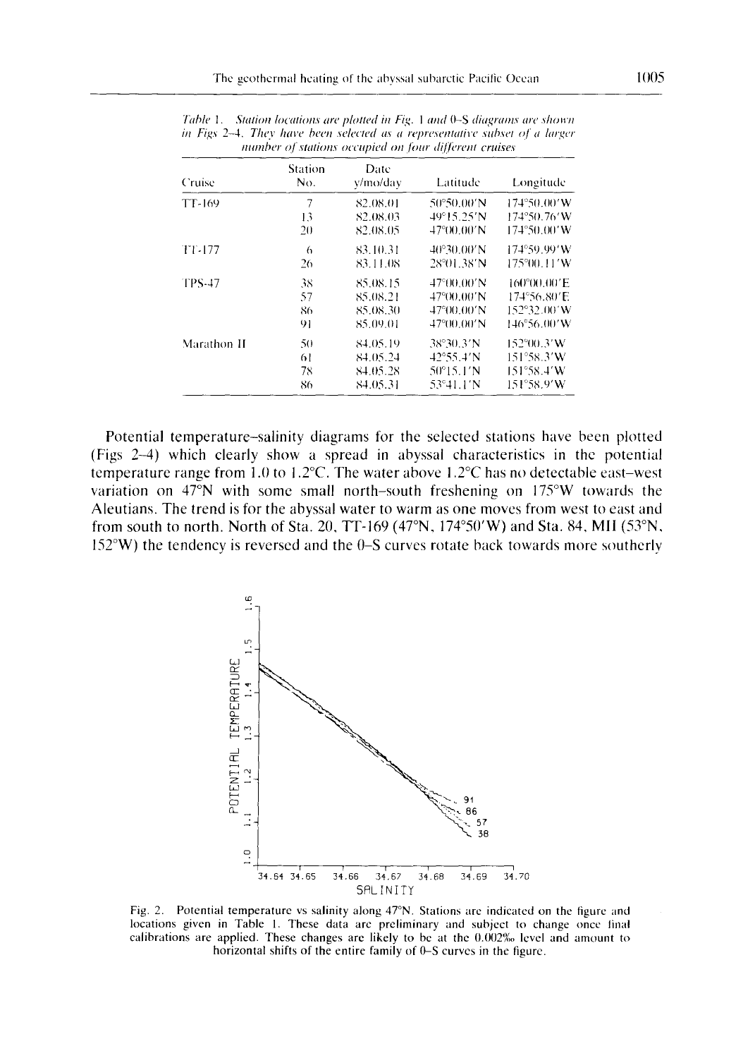*Table 1. Station locations are plotted in Fig. 1 and θ–S diagrams are shown in Figs 2–4. They have been selected as a representative subset of a larger number of stations occupied on four different cruises*

| Cruise | Station No. | Date y/mo/day | Latitude | Longitude |
|---|---|---|---|---|
| TT-169 | 7 | 82.08.01 | 50°50.00′N | 174°50.00′W |
| | 13 | 82.08.03 | 49°15.25′N | 174°50.76′W |
| | 20 | 82.08.05 | 47°00.00′N | 174°50.00′W |
| TT-177 | 6 | 83.10.31 | 40°30.00′N | 174°59.99′W |
| | 26 | 83.11.08 | 28°01.38′N | 175°00.11′W |
| TPS-47 | 38 | 85.08.15 | 47°00.00′N | 160°00.00′E |
| | 57 | 85.08.21 | 47°00.00′N | 174°56.80′E |
| | 86 | 85.08.30 | 47°00.00′N | 152°32.00′W |
| | 91 | 85.09.01 | 47°00.00′N | 146°56.00′W |
| Marathon II | 50 | 84.05.19 | 38°30.3′N | 152°00.3′W |
| | 61 | 84.05.24 | 42°55.4′N | 151°58.3′W |
| | 78 | 84.05.28 | 50°15.1′N | 151°58.4′W |
| | 86 | 84.05.31 | 53°41.1′N | 151°58.9′W |

Potential temperature–salinity diagrams for the selected stations have been plotted (Figs 2–4) which clearly show a spread in abyssal characteristics in the potential temperature range from 1.0 to 1.2°C. The water above 1.2°C has no detectable east–west variation on 47°N with some small north–south freshening on 175°W towards the Aleutians. The trend is for the abyssal water to warm as one moves from west to east and from south to north. North of Sta. 20, TT-169 (47°N, 174°50′W) and Sta. 84, MII (53°N, 152°W) the tendency is reversed and the θ–S curves rotate back towards more southerly

Fig. 2. Potential temperature vs salinity along 47°N. Stations are indicated on the figure and locations given in Table 1. These data are preliminary and subject to change once final calibrations are applied. These changes are likely to be at the 0.002‰ level and amount to horizontal shifts of the entire family of θ–S curves in the figure.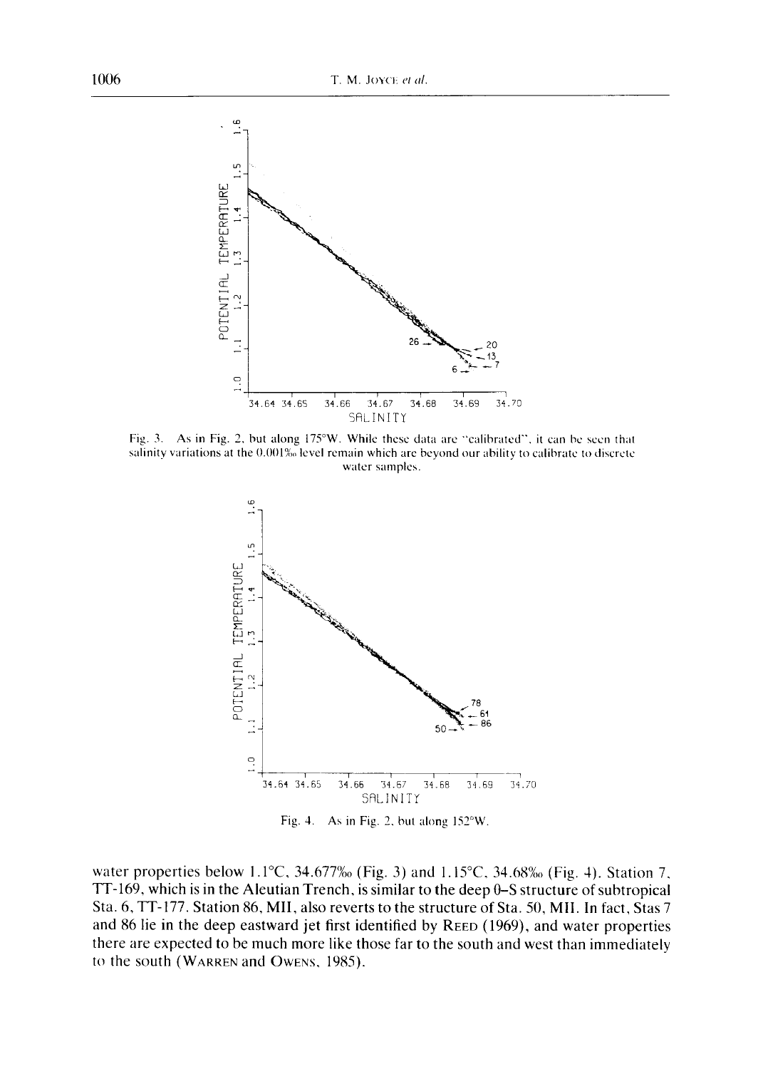Fig. 3. As in Fig. 2, but along 175°W. While these data are "calibrated", it can be seen that salinity variations at the 0.001‰ level remain which are beyond our ability to calibrate to discrete water samples.

Fig. 4. As in Fig. 2, but along 152°W.

water properties below 1.1°C, 34.677‰ (Fig. 3) and 1.15°C, 34.68‰ (Fig. 4). Station 7, TT-169, which is in the Aleutian Trench, is similar to the deep θ–S structure of subtropical Sta. 6, TT-177. Station 86, MII, also reverts to the structure of Sta. 50, MII. In fact, Stas 7 and 86 lie in the deep eastward jet first identified by REED (1969), and water properties there are expected to be much more like those far to the south and west than immediately to the south (WARREN and OWENS, 1985).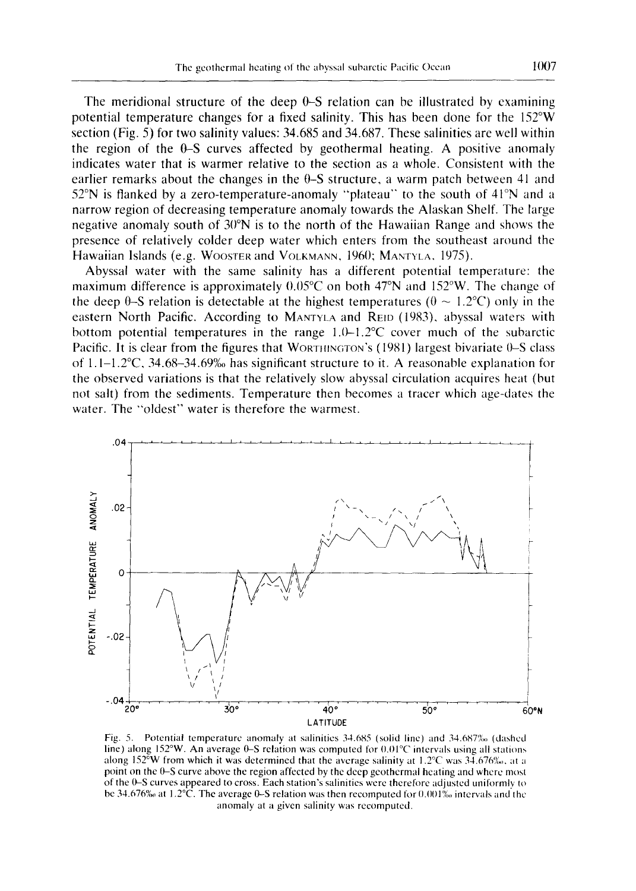The meridional structure of the deep θ–S relation can be illustrated by examining potential temperature changes for a fixed salinity. This has been done for the 152°W section (Fig. 5) for two salinity values: 34.685 and 34.687. These salinities are well within the region of the θ–S curves affected by geothermal heating. A positive anomaly indicates water that is warmer relative to the section as a whole. Consistent with the earlier remarks about the changes in the θ–S structure, a warm patch between 41 and 52°N is flanked by a zero-temperature-anomaly "plateau" to the south of 41°N and a narrow region of decreasing temperature anomaly towards the Alaskan Shelf. The large negative anomaly south of 30°N is to the north of the Hawaiian Range and shows the presence of relatively colder deep water which enters from the southeast around the Hawaiian Islands (e.g. Wooster and Volkmann, 1960; Mantyla, 1975).

Abyssal water with the same salinity has a different potential temperature: the maximum difference is approximately 0.05°C on both 47°N and 152°W. The change of the deep θ–S relation is detectable at the highest temperatures ($\theta \sim 1.2$°C) only in the eastern North Pacific. According to Mantyla and Reid (1983), abyssal waters with bottom potential temperatures in the range 1.0–1.2°C cover much of the subarctic Pacific. It is clear from the figures that Worthington's (1981) largest bivariate θ–S class of 1.1–1.2°C, 34.68–34.69‰ has significant structure to it. A reasonable explanation for the observed variations is that the relatively slow abyssal circulation acquires heat (but not salt) from the sediments. Temperature then becomes a tracer which age-dates the water. The "oldest" water is therefore the warmest.

Fig. 5. Potential temperature anomaly at salinities 34.685 (solid line) and 34.687‰ (dashed line) along 152°W. An average θ–S relation was computed for 0.01°C intervals using all stations along 152°W from which it was determined that the average salinity at 1.2°C was 34.676‰, at a point on the θ–S curve above the region affected by the deep geothermal heating and where most of the θ–S curves appeared to cross. Each station's salinities were therefore adjusted uniformly to be 34.676‰ at 1.2°C. The average θ–S relation was then recomputed for 0.001‰ intervals and the anomaly at a given salinity was recomputed.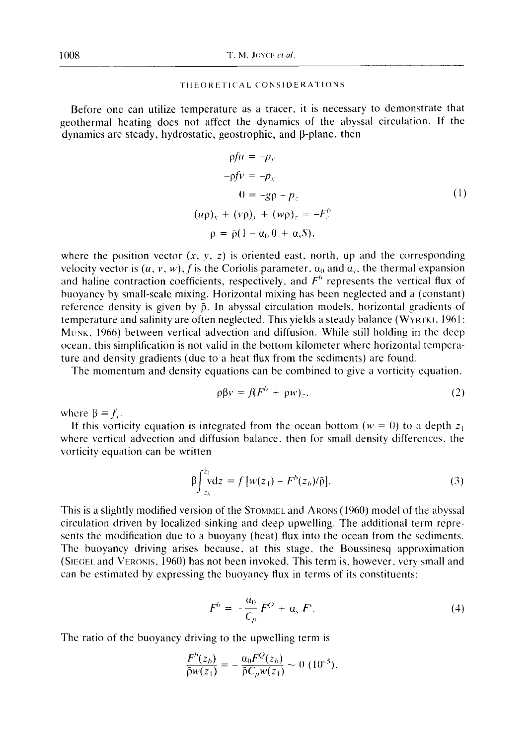## THEORETICAL CONSIDERATIONS

Before one can utilize temperature as a tracer, it is necessary to demonstrate that geothermal heating does not affect the dynamics of the abyssal circulation. If the dynamics are steady, hydrostatic, geostrophic, and β-plane, then

$$
\begin{aligned}
\rho f u &= -p_y \\
-\rho f v &= -p_x \\
0 &= -g\rho - p_z \\
(u\rho)_x + (v\rho)_y + (w\rho)_z &= -F_z^b \\
\rho &= \bar{\rho}(1 - \alpha_0 \theta + \alpha_s S),
\end{aligned}
\tag{1}
$$

where the position vector $(x, y, z)$ is oriented east, north, up and the corresponding velocity vector is $(u, v, w)$, $f$ is the Coriolis parameter, $\alpha_0$ and $\alpha_s$, the thermal expansion and haline contraction coefficients, respectively, and $F^b$ represents the vertical flux of buoyancy by small-scale mixing. Horizontal mixing has been neglected and a (constant) reference density is given by $\bar{\rho}$. In abyssal circulation models, horizontal gradients of temperature and salinity are often neglected. This yields a steady balance (WYRTKI, 1961; MUNK, 1966) between vertical advection and diffusion. While still holding in the deep ocean, this simplification is not valid in the bottom kilometer where horizontal temperature and density gradients (due to a heat flux from the sediments) are found.

The momentum and density equations can be combined to give a vorticity equation,

$$
\rho \beta v = f(F^b + \rho w)_z, \tag{2}
$$

where $\beta \equiv f_y$.

If this vorticity equation is integrated from the ocean bottom ($w = 0$) to a depth $z_1$ where vertical advection and diffusion balance, then for small density differences, the vorticity equation can be written

$$
\beta \int_{z_b}^{z_1} v \, dz = f\,[w(z_1) - F^b(z_b)/\bar{\rho}]. \tag{3}
$$

This is a slightly modified version of the STOMMEL and ARONS (1960) model of the abyssal circulation driven by localized sinking and deep upwelling. The additional term represents the modification due to a buoyany (heat) flux into the ocean from the sediments. The buoyancy driving arises because, at this stage, the Boussinesq approximation (SIEGEL and VERONIS, 1960) has not been invoked. This term is, however, very small and can be estimated by expressing the buoyancy flux in terms of its constituents:

$$
F^b = -\frac{\alpha_0}{C_p} F^Q + \alpha_s F^s. \tag{4}
$$

The ratio of the buoyancy driving to the upwelling term is

$$
\frac{F^b(z_b)}{\bar{\rho} w(z_1)} = -\frac{\alpha_0 F^Q(z_b)}{\bar{\rho} C_p w(z_1)} \sim 0\,(10^{-5}),
$$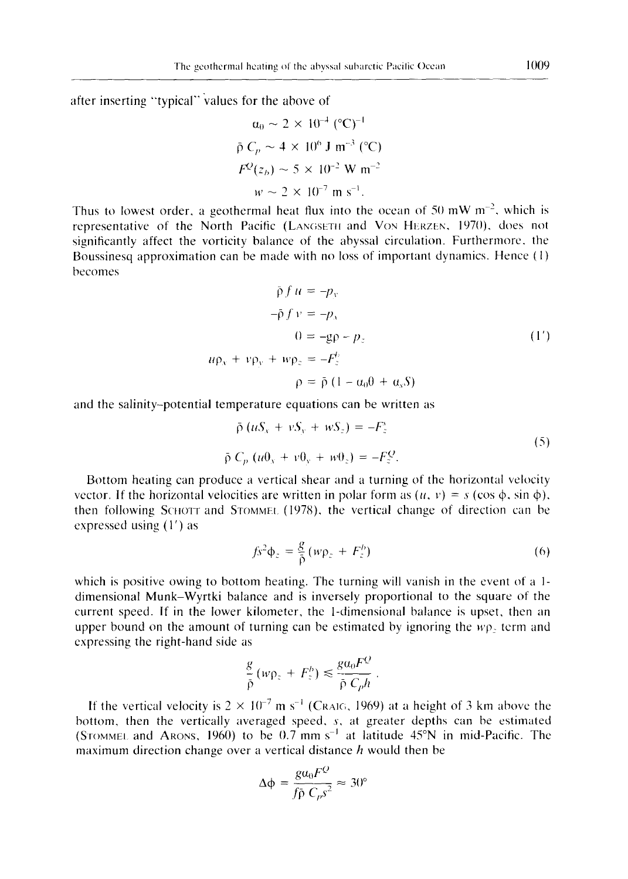after inserting "typical" values for the above of

$$\alpha_0 \sim 2 \times 10^{-4}\ (°\mathrm{C})^{-1}$$

$$\bar{\rho}\, C_p \sim 4 \times 10^{6}\ \mathrm{J\ m^{-3}}\ (°\mathrm{C})$$

$$F^Q(z_b) \sim 5 \times 10^{-2}\ \mathrm{W\ m^{-2}}$$

$$w \sim 2 \times 10^{-7}\ \mathrm{m\ s^{-1}}.$$

Thus to lowest order, a geothermal heat flux into the ocean of 50 mW m$^{-2}$, which is representative of the North Pacific (Langseth and Von Herzen, 1970), does not significantly affect the vorticity balance of the abyssal circulation. Furthermore, the Boussinesq approximation can be made with no loss of important dynamics. Hence (1) becomes

$$\begin{aligned}
\bar{\rho} f u &= -p_y \\
-\bar{\rho} f v &= -p_x \\
0 &= -g\rho - p_z \\
u\rho_x + v\rho_y + w\rho_z &= -F_z^b \\
\rho &= \bar{\rho}\,(1 - \alpha_0\theta + \alpha_s S)
\end{aligned} \tag{1'}$$

and the salinity–potential temperature equations can be written as

$$\begin{aligned}
\bar{\rho}\,(uS_x + vS_y + wS_z) &= -F_z^s \\
\bar{\rho}\, C_p\,(u\theta_x + v\theta_y + w\theta_z) &= -F_z^Q.
\end{aligned} \tag{5}$$

Bottom heating can produce a vertical shear and a turning of the horizontal velocity vector. If the horizontal velocities are written in polar form as $(u, v) = s\,(\cos\phi, \sin\phi)$, then following Schott and Stommel (1978), the vertical change of direction can be expressed using (1′) as

$$fs^2\phi_z = \frac{g}{\bar{\rho}}\,(w\rho_z + F_z^b) \tag{6}$$

which is positive owing to bottom heating. The turning will vanish in the event of a 1-dimensional Munk–Wyrtki balance and is inversely proportional to the square of the current speed. If in the lower kilometer, the 1-dimensional balance is upset, then an upper bound on the amount of turning can be estimated by ignoring the $w\rho_z$ term and expressing the right-hand side as

$$\frac{g}{\bar{\rho}}\,(w\rho_z + F_z^b) \lesssim \frac{g\alpha_0 F^Q}{\bar{\rho}\, C_p h}.$$

If the vertical velocity is $2 \times 10^{-7}$ m s$^{-1}$ (Craig, 1969) at a height of 3 km above the bottom, then the vertically averaged speed, $s$, at greater depths can be estimated (Stommel and Arons, 1960) to be 0.7 mm s$^{-1}$ at latitude 45°N in mid-Pacific. The maximum direction change over a vertical distance $h$ would then be

$$\Delta\phi = \frac{g\alpha_0 F^Q}{f\bar{\rho}\, C_p s^2} \approx 30°$$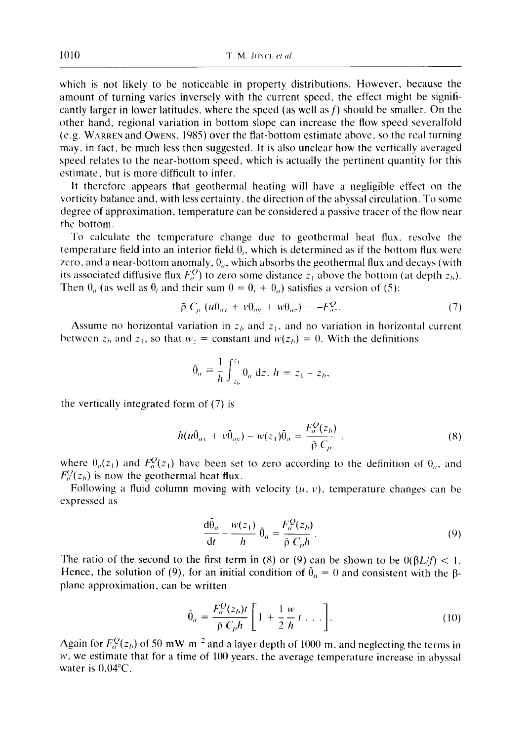which is not likely to be noticeable in property distributions. However, because the amount of turning varies inversely with the current speed, the effect might be significantly larger in lower latitudes, where the speed (as well as $f$) should be smaller. On the other hand, regional variation in bottom slope can increase the flow speed severalfold (e.g. WARREN and OWENS, 1985) over the flat-bottom estimate above, so the real turning may, in fact, be much less then suggested. It is also unclear how the vertically averaged speed relates to the near-bottom speed, which is actually the pertinent quantity for this estimate, but is more difficult to infer.

It therefore appears that geothermal heating will have a negligible effect on the vorticity balance and, with less certainty, the direction of the abyssal circulation. To some degree of approximation, temperature can be considered a passive tracer of the flow near the bottom.

To calculate the temperature change due to geothermal heat flux, resolve the temperature field into an interior field $\theta_i$, which is determined as if the bottom flux were zero, and a near-bottom anomaly, $\theta_a$, which absorbs the geothermal flux and decays (with its associated diffusive flux $F_a^Q$) to zero some distance $z_1$ above the bottom (at depth $z_b$). Then $\theta_a$ (as well as $\theta_i$ and their sum $\theta = \theta_i + \theta_a$) satisfies a version of (5):

$$\bar{\rho}\, C_p\, (u\theta_{ax} + v\theta_{ay} + w\theta_{az}) = -F^Q_{az}. \tag{7}$$

Assume no horizontal variation in $z_b$ and $z_1$, and no variation in horizontal current between $z_b$ and $z_1$, so that $w_z$ = constant and $w(z_b) = 0$. With the definitions

$$\bar{\theta}_a \equiv \frac{1}{h}\int_{z_b}^{z_1} \theta_a \, \mathrm{d}z,\; h \equiv z_1 - z_b,$$

the vertically integrated form of (7) is

$$h(u\bar{\theta}_{ax} + v\bar{\theta}_{ay}) - w(z_1)\bar{\theta}_a = \frac{F^Q_a(z_b)}{\bar{\rho}\, C_p}\,. \tag{8}$$

where $\theta_a(z_1)$ and $F_a^Q(z_1)$ have been set to zero according to the definition of $\theta_a$, and $F_a^Q(z_b)$ is now the geothermal heat flux.

Following a fluid column moving with velocity $(u, v)$, temperature changes can be expressed as

$$\frac{\mathrm{d}\bar{\theta}_a}{\mathrm{d}t} - \frac{w(z_1)}{h}\bar{\theta}_a = \frac{F^Q_a(z_b)}{\bar{\rho}\, C_p h}\,. \tag{9}$$

The ratio of the second to the first term in (8) or (9) can be shown to be $0(\beta L/f) < 1$. Hence, the solution of (9), for an initial condition of $\bar{\theta}_a = 0$ and consistent with the $\beta$-plane approximation, can be written

$$\bar{\theta}_a = \frac{F^Q_a(z_b)t}{\bar{\rho}\, C_p h}\left[1 + \frac{1}{2}\frac{w}{h}t \ldots\right]. \tag{10}$$

Again for $F_a^Q(z_b)$ of 50 mW m$^{-2}$ and a layer depth of 1000 m, and neglecting the terms in $w$, we estimate that for a time of 100 years, the average temperature increase in abyssal water is 0.04°C.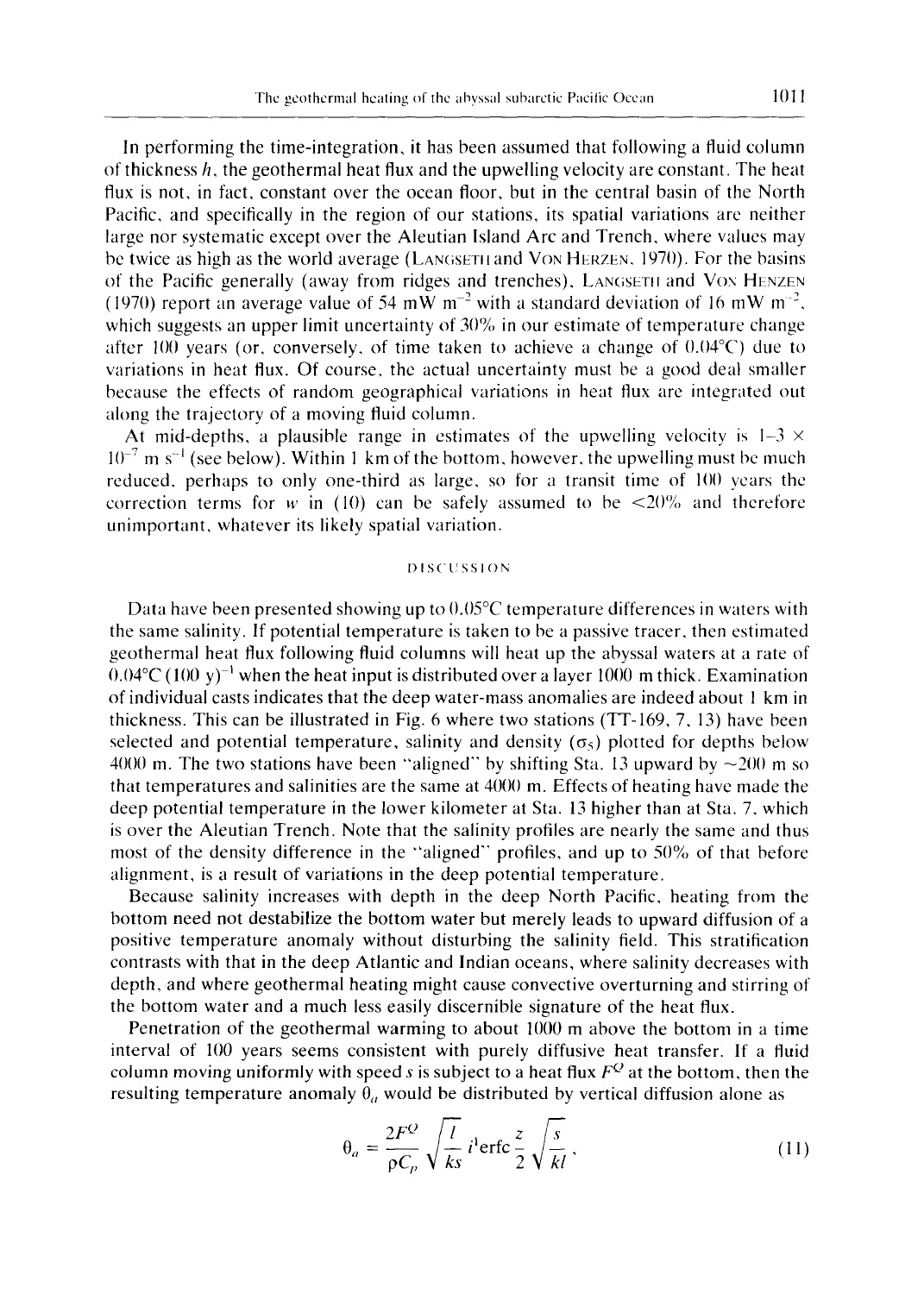In performing the time-integration, it has been assumed that following a fluid column of thickness $h$, the geothermal heat flux and the upwelling velocity are constant. The heat flux is not, in fact, constant over the ocean floor, but in the central basin of the North Pacific, and specifically in the region of our stations, its spatial variations are neither large nor systematic except over the Aleutian Island Arc and Trench, where values may be twice as high as the world average (LANGSETH and VON HERZEN, 1970). For the basins of the Pacific generally (away from ridges and trenches), LANGSETH and VON HENZEN (1970) report an average value of 54 mW m$^{-2}$ with a standard deviation of 16 mW m$^{-2}$, which suggests an upper limit uncertainty of 30% in our estimate of temperature change after 100 years (or, conversely, of time taken to achieve a change of 0.04°C) due to variations in heat flux. Of course, the actual uncertainty must be a good deal smaller because the effects of random geographical variations in heat flux are integrated out along the trajectory of a moving fluid column.

At mid-depths, a plausible range in estimates of the upwelling velocity is 1–3 × 10$^{-7}$ m s$^{-1}$ (see below). Within 1 km of the bottom, however, the upwelling must be much reduced, perhaps to only one-third as large, so for a transit time of 100 years the correction terms for $w$ in (10) can be safely assumed to be <20% and therefore unimportant, whatever its likely spatial variation.

## DISCUSSION

Data have been presented showing up to 0.05°C temperature differences in waters with the same salinity. If potential temperature is taken to be a passive tracer, then estimated geothermal heat flux following fluid columns will heat up the abyssal waters at a rate of 0.04°C (100 y)$^{-1}$ when the heat input is distributed over a layer 1000 m thick. Examination of individual casts indicates that the deep water-mass anomalies are indeed about 1 km in thickness. This can be illustrated in Fig. 6 where two stations (TT-169, 7, 13) have been selected and potential temperature, salinity and density ($\sigma_5$) plotted for depths below 4000 m. The two stations have been "aligned" by shifting Sta. 13 upward by ~200 m so that temperatures and salinities are the same at 4000 m. Effects of heating have made the deep potential temperature in the lower kilometer at Sta. 13 higher than at Sta. 7, which is over the Aleutian Trench. Note that the salinity profiles are nearly the same and thus most of the density difference in the "aligned" profiles, and up to 50% of that before alignment, is a result of variations in the deep potential temperature.

Because salinity increases with depth in the deep North Pacific, heating from the bottom need not destabilize the bottom water but merely leads to upward diffusion of a positive temperature anomaly without disturbing the salinity field. This stratification contrasts with that in the deep Atlantic and Indian oceans, where salinity decreases with depth, and where geothermal heating might cause convective overturning and stirring of the bottom water and a much less easily discernible signature of the heat flux.

Penetration of the geothermal warming to about 1000 m above the bottom in a time interval of 100 years seems consistent with purely diffusive heat transfer. If a fluid column moving uniformly with speed $s$ is subject to a heat flux $F^Q$ at the bottom, then the resulting temperature anomaly $\theta_a$ would be distributed by vertical diffusion alone as

$$\theta_a = \frac{2F^Q}{\rho C_p}\sqrt{\frac{l}{ks}}\, i^1\mathrm{erfc}\,\frac{z}{2}\sqrt{\frac{s}{kl}}, \tag{11}$$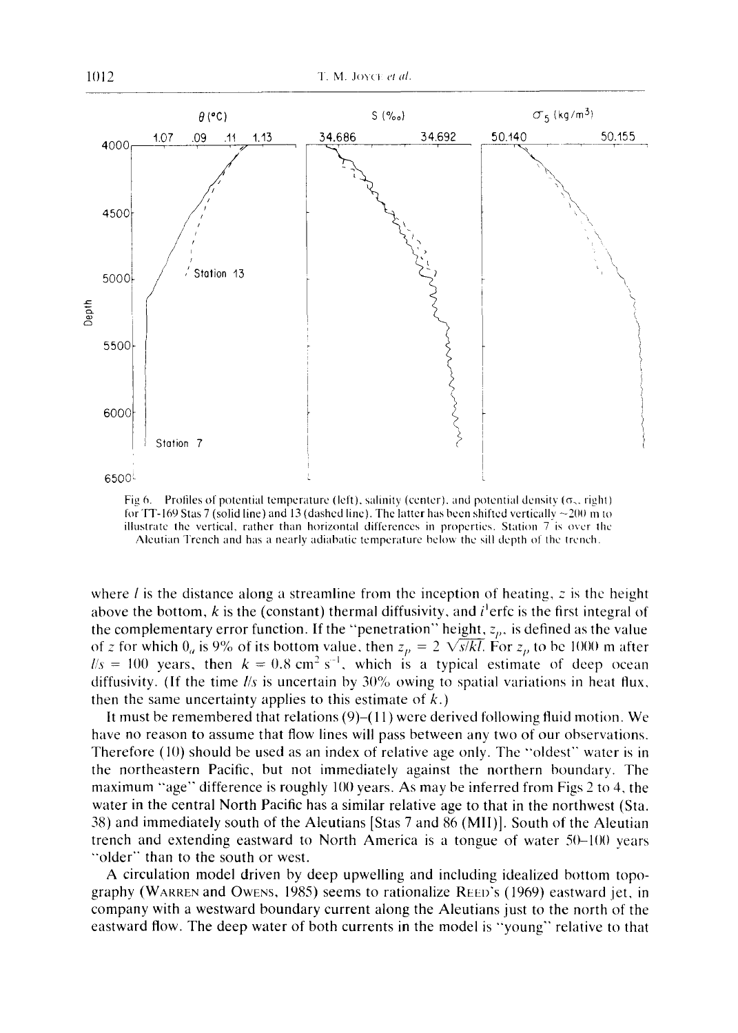Fig 6. Profiles of potential temperature (left), salinity (center), and potential density ($\sigma_5$, right) for TT-169 Stas 7 (solid line) and 13 (dashed line). The latter has been shifted vertically ~200 m to illustrate the vertical, rather than horizontal differences in properties. Station 7 is over the Aleutian Trench and has a nearly adiabatic temperature below the sill depth of the trench.

where $l$ is the distance along a streamline from the inception of heating, $z$ is the height above the bottom, $k$ is the (constant) thermal diffusivity, and $i^1$erfc is the first integral of the complementary error function. If the "penetration" height, $z_p$, is defined as the value of $z$ for which $\theta_a$ is 9% of its bottom value, then $z_p = 2\sqrt{s/kl}$. For $z_p$ to be 1000 m after $l/s = 100$ years, then $k = 0.8\ \text{cm}^2\ \text{s}^{-1}$, which is a typical estimate of deep ocean diffusivity. (If the time $l/s$ is uncertain by 30% owing to spatial variations in heat flux, then the same uncertainty applies to this estimate of $k$.)

It must be remembered that relations (9)–(11) were derived following fluid motion. We have no reason to assume that flow lines will pass between any two of our observations. Therefore (10) should be used as an index of relative age only. The "oldest" water is in the northeastern Pacific, but not immediately against the northern boundary. The maximum "age" difference is roughly 100 years. As may be inferred from Figs 2 to 4, the water in the central North Pacific has a similar relative age to that in the northwest (Sta. 38) and immediately south of the Aleutians [Stas 7 and 86 (MII)]. South of the Aleutian trench and extending eastward to North America is a tongue of water 50–100 years "older" than to the south or west.

A circulation model driven by deep upwelling and including idealized bottom topography (Warren and Owens, 1985) seems to rationalize Reed's (1969) eastward jet, in company with a westward boundary current along the Aleutians just to the north of the eastward flow. The deep water of both currents in the model is "young" relative to that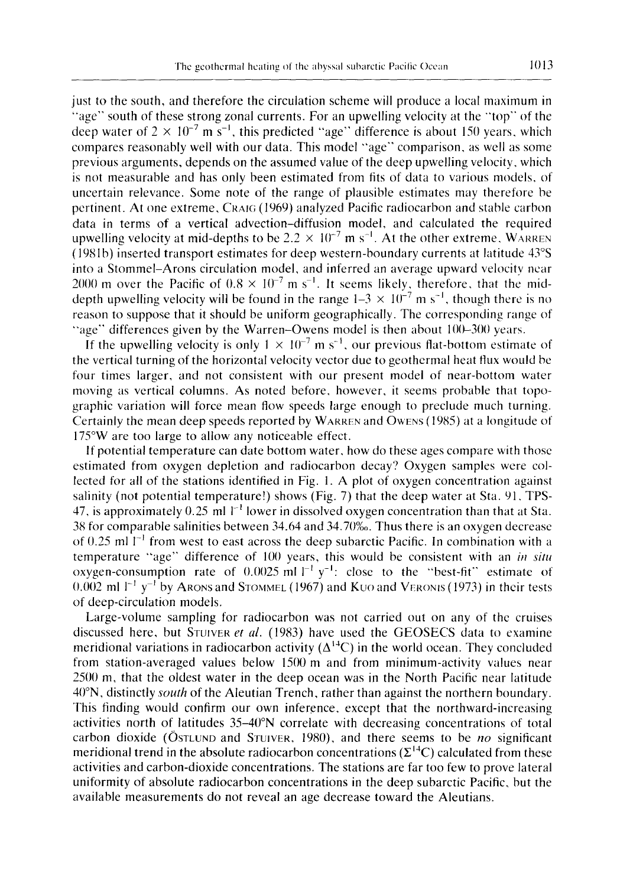just to the south, and therefore the circulation scheme will produce a local maximum in "age" south of these strong zonal currents. For an upwelling velocity at the "top" of the deep water of $2 \times 10^{-7}$ m s$^{-1}$, this predicted "age" difference is about 150 years, which compares reasonably well with our data. This model "age" comparison, as well as some previous arguments, depends on the assumed value of the deep upwelling velocity, which is not measurable and has only been estimated from fits of data to various models, of uncertain relevance. Some note of the range of plausible estimates may therefore be pertinent. At one extreme, CRAIG (1969) analyzed Pacific radiocarbon and stable carbon data in terms of a vertical advection–diffusion model, and calculated the required upwelling velocity at mid-depths to be $2.2 \times 10^{-7}$ m s$^{-1}$. At the other extreme, WARREN (1981b) inserted transport estimates for deep western-boundary currents at latitude 43°S into a Stommel–Arons circulation model, and inferred an average upward velocity near 2000 m over the Pacific of $0.8 \times 10^{-7}$ m s$^{-1}$. It seems likely, therefore, that the mid-depth upwelling velocity will be found in the range $1$–$3 \times 10^{-7}$ m s$^{-1}$, though there is no reason to suppose that it should be uniform geographically. The corresponding range of "age" differences given by the Warren–Owens model is then about 100–300 years.

If the upwelling velocity is only $1 \times 10^{-7}$ m s$^{-1}$, our previous flat-bottom estimate of the vertical turning of the horizontal velocity vector due to geothermal heat flux would be four times larger, and not consistent with our present model of near-bottom water moving as vertical columns. As noted before, however, it seems probable that topographic variation will force mean flow speeds large enough to preclude much turning. Certainly the mean deep speeds reported by WARREN and OWENS (1985) at a longitude of 175°W are too large to allow any noticeable effect.

If potential temperature can date bottom water, how do these ages compare with those estimated from oxygen depletion and radiocarbon decay? Oxygen samples were collected for all of the stations identified in Fig. 1. A plot of oxygen concentration against salinity (not potential temperature!) shows (Fig. 7) that the deep water at Sta. 91, TPS-47, is approximately 0.25 ml l$^{-1}$ lower in dissolved oxygen concentration than that at Sta. 38 for comparable salinities between 34.64 and 34.70‰. Thus there is an oxygen decrease of 0.25 ml l$^{-1}$ from west to east across the deep subarctic Pacific. In combination with a temperature "age" difference of 100 years, this would be consistent with an *in situ* oxygen-consumption rate of 0.0025 ml l$^{-1}$ y$^{-1}$: close to the "best-fit" estimate of 0.002 ml l$^{-1}$ y$^{-1}$ by ARONS and STOMMEL (1967) and KUO and VERONIS (1973) in their tests of deep-circulation models.

Large-volume sampling for radiocarbon was not carried out on any of the cruises discussed here, but STUIVER *et al.* (1983) have used the GEOSECS data to examine meridional variations in radiocarbon activity ($\Delta^{14}$C) in the world ocean. They concluded from station-averaged values below 1500 m and from minimum-activity values near 2500 m, that the oldest water in the deep ocean was in the North Pacific near latitude 40°N, distinctly *south* of the Aleutian Trench, rather than against the northern boundary. This finding would confirm our own inference, except that the northward-increasing activities north of latitudes 35–40°N correlate with decreasing concentrations of total carbon dioxide (ÖSTLUND and STUIVER, 1980), and there seems to be *no* significant meridional trend in the absolute radiocarbon concentrations ($\Sigma^{14}$C) calculated from these activities and carbon-dioxide concentrations. The stations are far too few to prove lateral uniformity of absolute radiocarbon concentrations in the deep subarctic Pacific, but the available measurements do not reveal an age decrease toward the Aleutians.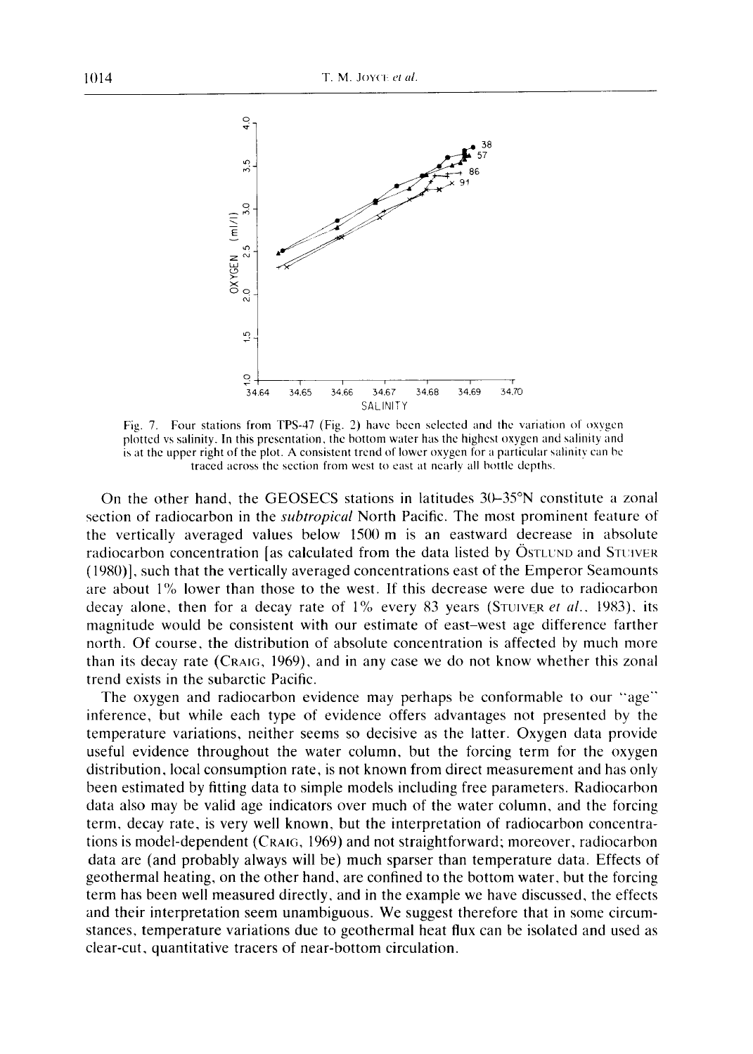Fig. 7. Four stations from TPS-47 (Fig. 2) have been selected and the variation of oxygen plotted vs salinity. In this presentation, the bottom water has the highest oxygen and salinity and is at the upper right of the plot. A consistent trend of lower oxygen for a particular salinity can be traced across the section from west to east at nearly all bottle depths.

On the other hand, the GEOSECS stations in latitudes 30–35°N constitute a zonal section of radiocarbon in the *subtropical* North Pacific. The most prominent feature of the vertically averaged values below 1500 m is an eastward decrease in absolute radiocarbon concentration [as calculated from the data listed by ÖSTLUND and STUIVER (1980)], such that the vertically averaged concentrations east of the Emperor Seamounts are about 1% lower than those to the west. If this decrease were due to radiocarbon decay alone, then for a decay rate of 1% every 83 years (STUIVER *et al.*, 1983), its magnitude would be consistent with our estimate of east–west age difference farther north. Of course, the distribution of absolute concentration is affected by much more than its decay rate (CRAIG, 1969), and in any case we do not know whether this zonal trend exists in the subarctic Pacific.

The oxygen and radiocarbon evidence may perhaps be conformable to our "age" inference, but while each type of evidence offers advantages not presented by the temperature variations, neither seems so decisive as the latter. Oxygen data provide useful evidence throughout the water column, but the forcing term for the oxygen distribution, local consumption rate, is not known from direct measurement and has only been estimated by fitting data to simple models including free parameters. Radiocarbon data also may be valid age indicators over much of the water column, and the forcing term, decay rate, is very well known, but the interpretation of radiocarbon concentrations is model-dependent (CRAIG, 1969) and not straightforward; moreover, radiocarbon data are (and probably always will be) much sparser than temperature data. Effects of geothermal heating, on the other hand, are confined to the bottom water, but the forcing term has been well measured directly, and in the example we have discussed, the effects and their interpretation seem unambiguous. We suggest therefore that in some circumstances, temperature variations due to geothermal heat flux can be isolated and used as clear-cut, quantitative tracers of near-bottom circulation.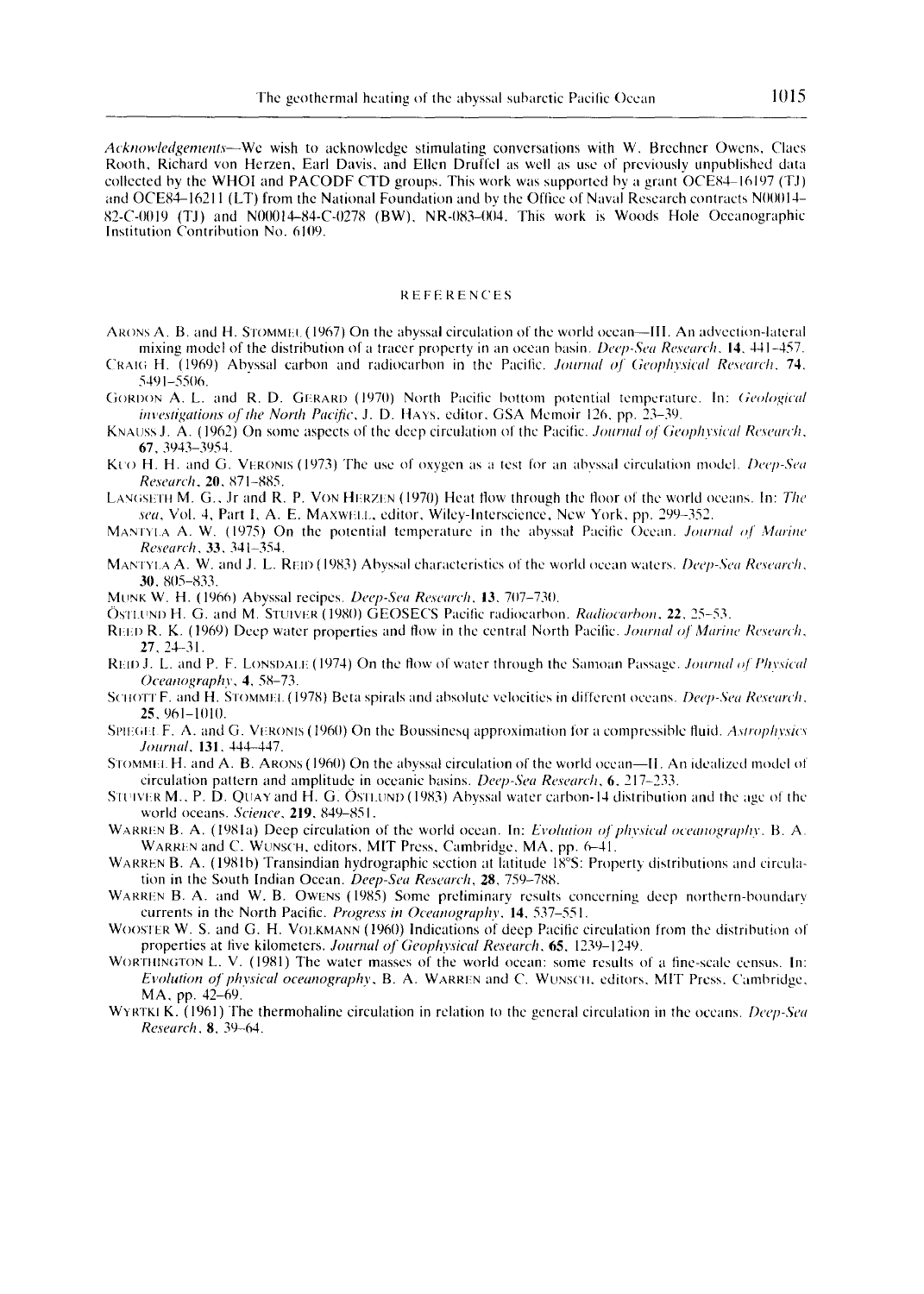*Acknowledgements*—We wish to acknowledge stimulating conversations with W. Brechner Owens, Claes Rooth, Richard von Herzen, Earl Davis, and Ellen Druffel as well as use of previously unpublished data collected by the WHOI and PACODF CTD groups. This work was supported by a grant OCE84-16197 (TJ) and OCE84-16211 (LT) from the National Foundation and by the Office of Naval Research contracts N00014-82-C-0019 (TJ) and N00014-84-C-0278 (BW), NR-083-004. This work is Woods Hole Oceanographic Institution Contribution No. 6109.

## REFERENCES

ARONS A. B. and H. STOMMEL (1967) On the abyssal circulation of the world ocean—III. An advection-lateral mixing model of the distribution of a tracer property in an ocean basin. *Deep-Sea Research*, **14**, 441–457.

CRAIG H. (1969) Abyssal carbon and radiocarbon in the Pacific. *Journal of Geophysical Research*, **74**, 5491–5506.

GORDON A. L. and R. D. GERARD (1970) North Pacific bottom potential temperature. In: *Geological investigations of the North Pacific*, J. D. HAYS, editor, GSA Memoir 126, pp. 23–39.

KNAUSS J. A. (1962) On some aspects of the deep circulation of the Pacific. *Journal of Geophysical Research*, **67**, 3943–3954.

KUO H. H. and G. VERONIS (1973) The use of oxygen as a test for an abyssal circulation model. *Deep-Sea Research*, **20**, 871–885.

LANGSETH M. G., Jr and R. P. VON HERZEN (1970) Heat flow through the floor of the world oceans. In: *The sea*, Vol. 4, Part I, A. E. MAXWELL, editor, Wiley-Interscience, New York, pp. 299–352.

MANTYLA A. W. (1975) On the potential temperature in the abyssal Pacific Ocean. *Journal of Marine Research*, **33**, 341–354.

MANTYLA A. W. and J. L. REID (1983) Abyssal characteristics of the world ocean waters. *Deep-Sea Research*, **30**, 805–833.

MUNK W. H. (1966) Abyssal recipes. *Deep-Sea Research*, **13**, 707–730.

ÖSTLUND H. G. and M. STUIVER (1980) GEOSECS Pacific radiocarbon. *Radiocarbon*, **22**, 25–53.

REED R. K. (1969) Deep water properties and flow in the central North Pacific. *Journal of Marine Research*, **27**, 24–31.

REID J. L. and P. F. LONSDALE (1974) On the flow of water through the Samoan Passage. *Journal of Physical Oceanography*, **4**, 58–73.

SCHOTT F. and H. STOMMEL (1978) Beta spirals and absolute velocities in different oceans. *Deep-Sea Research*, **25**, 961–1010.

SPIEGEL F. A. and G. VERONIS (1960) On the Boussinesq approximation for a compressible fluid. *Astrophysics Journal*, **131**, 444–447.

STOMMEL H. and A. B. ARONS (1960) On the abyssal circulation of the world ocean—II. An idealized model of circulation pattern and amplitude in oceanic basins. *Deep-Sea Research*, **6**, 217–233.

STUIVER M., P. D. QUAY and H. G. ÖSTLUND (1983) Abyssal water carbon-14 distribution and the age of the world oceans. *Science*, **219**, 849–851.

WARREN B. A. (1981a) Deep circulation of the world ocean. In: *Evolution of physical oceanography*. B. A. WARREN and C. WUNSCH, editors, MIT Press, Cambridge, MA, pp. 6–41.

WARREN B. A. (1981b) Transindian hydrographic section at latitude 18°S: Property distributions and circulation in the South Indian Ocean. *Deep-Sea Research*, **28**, 759–788.

WARREN B. A. and W. B. OWENS (1985) Some preliminary results concerning deep northern-boundary currents in the North Pacific. *Progress in Oceanography*, **14**, 537–551.

WOOSTER W. S. and G. H. VOLKMANN (1960) Indications of deep Pacific circulation from the distribution of properties at five kilometers. *Journal of Geophysical Research*, **65**, 1239–1249.

WORTHINGTON L. V. (1981) The water masses of the world ocean: some results of a fine-scale census. In: *Evolution of physical oceanography*, B. A. WARREN and C. WUNSCH, editors, MIT Press, Cambridge, MA, pp. 42–69.

WYRTKI K. (1961) The thermohaline circulation in relation to the general circulation in the oceans. *Deep-Sea Research*, **8**, 39–64.